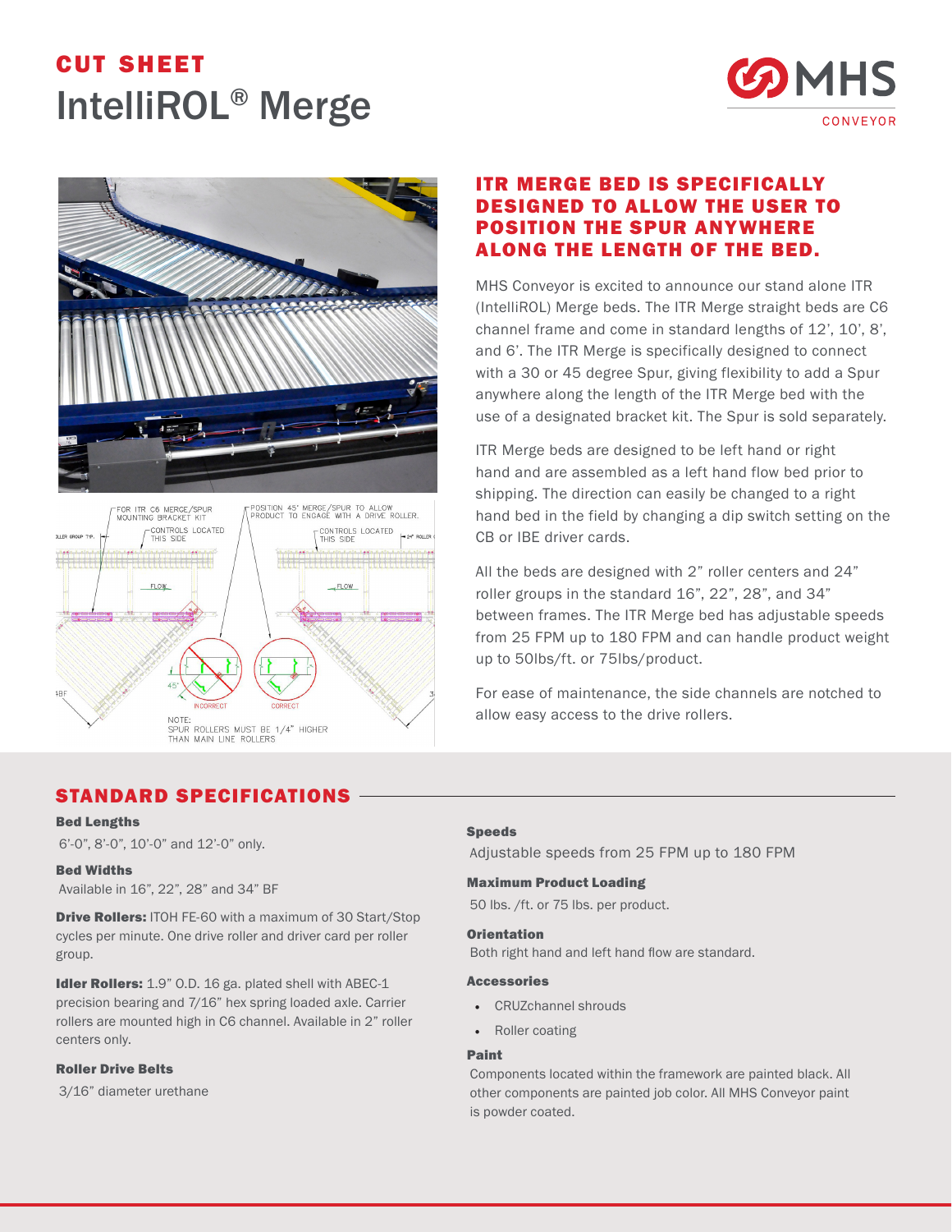CUT SHEET

# IntelliROL® Merge

## ITR MERGE BED IS SPECIFICALLY DESIGNED TO ALLOW THE USER TO POSITION THE SPUR ANYWHERE ALONG THE LENGTH OF THE BED.

MHS Conveyor is excited to announce our stand alone ITR (IntelliROL) Merge beds. The ITR Merge straight beds are C6 channel frame and come in standard lengths of 12', 10', 8', and 6'. The ITR Merge is specifically designed to connect with a 30 or 45 degree Spur, giving flexibility to add a Spur anywhere along the length of the ITR Merge bed with the use of a designated bracket kit. The Spur is sold separately.

ITR Merge beds are designed to be left hand or right hand and are assembled as a left hand flow bed prior to shipping. The direction can easily be changed to a right hand bed in the field by changing a dip switch setting on the CB or IBE driver cards.

All the beds are designed with 2" roller centers and 24" roller groups in the standard 16", 22", 28", and 34" between frames. The ITR Merge bed has adjustable speeds from 25 FPM up to 180 FPM and can handle product weight up to 50lbs/ft. or 75lbs/product.

For ease of maintenance, the side channels are notched to allow easy access to the drive rollers.

## STANDARD SPECIFICATIONS

**Bed Lengths**
6'-0", 8'-0", 10'-0" and 12'-0" only.

**Bed Widths**
Available in 16", 22", 28" and 34" BF

**Drive Rollers:** ITOH FE-60 with a maximum of 30 Start/Stop cycles per minute. One drive roller and driver card per roller group.

**Idler Rollers:** 1.9" O.D. 16 ga. plated shell with ABEC-1 precision bearing and 7/16" hex spring loaded axle. Carrier rollers are mounted high in C6 channel. Available in 2" roller centers only.

**Roller Drive Belts**
3/16" diameter urethane

**Speeds**
Adjustable speeds from 25 FPM up to 180 FPM

**Maximum Product Loading**
50 lbs. /ft. or 75 lbs. per product.

**Orientation**
Both right hand and left hand flow are standard.

**Accessories**

- CRUZchannel shrouds
- Roller coating

**Paint**
Components located within the framework are painted black. All other components are painted job color. All MHS Conveyor paint is powder coated.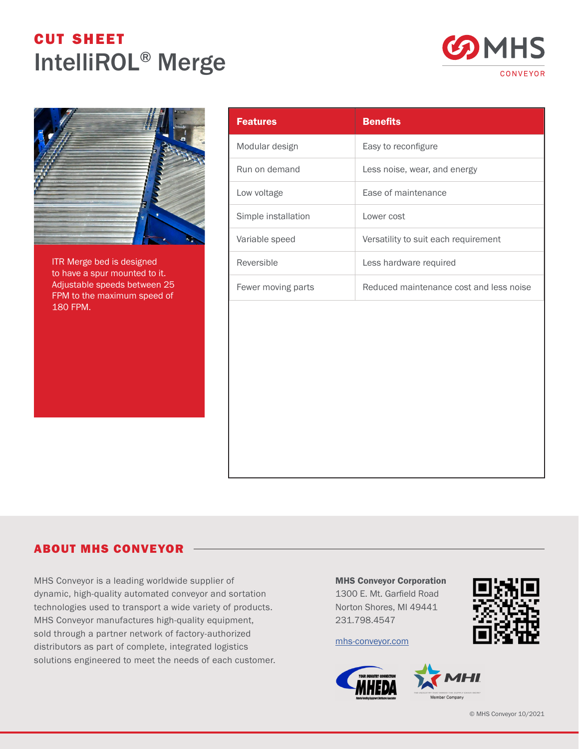# CUT SHEET

# IntelliROL® Merge

ITR Merge bed is designed to have a spur mounted to it. Adjustable speeds between 25 FPM to the maximum speed of 180 FPM.

| Features | Benefits |
|---|---|
| Modular design | Easy to reconfigure |
| Run on demand | Less noise, wear, and energy |
| Low voltage | Ease of maintenance |
| Simple installation | Lower cost |
| Variable speed | Versatility to suit each requirement |
| Reversible | Less hardware required |
| Fewer moving parts | Reduced maintenance cost and less noise |

## ABOUT MHS CONVEYOR

MHS Conveyor is a leading worldwide supplier of dynamic, high-quality automated conveyor and sortation technologies used to transport a wide variety of products. MHS Conveyor manufactures high-quality equipment, sold through a partner network of factory-authorized distributors as part of complete, integrated logistics solutions engineered to meet the needs of each customer.

**MHS Conveyor Corporation**
1300 E. Mt. Garfield Road
Norton Shores, MI 49441
231.798.4547

mhs-conveyor.com

© MHS Conveyor 10/2021